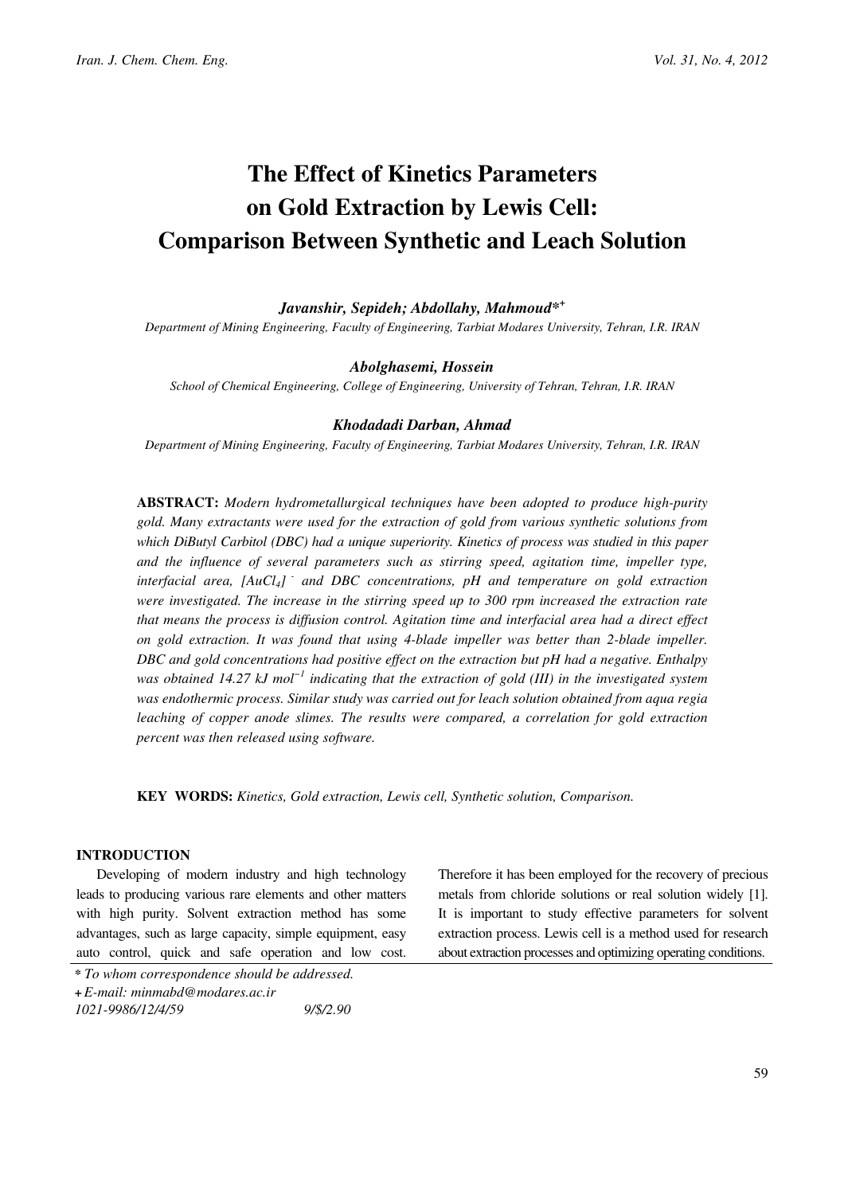# The Effect of Kinetics Parameters on Gold Extraction by Lewis Cell: Comparison Between Synthetic and Leach Solution

***Javanshir, Sepideh; Abdollahy, Mahmoud**[*+]*

*Department of Mining Engineering, Faculty of Engineering, Tarbiat Modares University, Tehran, I.R. IRAN*

***Abolghasemi, Hossein***

*School of Chemical Engineering, College of Engineering, University of Tehran, Tehran, I.R. IRAN*

***Khodadadi Darban, Ahmad***

*Department of Mining Engineering, Faculty of Engineering, Tarbiat Modares University, Tehran, I.R. IRAN*

**ABSTRACT:** *Modern hydrometallurgical techniques have been adopted to produce high-purity gold. Many extractants were used for the extraction of gold from various synthetic solutions from which DiButyl Carbitol (DBC) had a unique superiority. Kinetics of process was studied in this paper and the influence of several parameters such as stirring speed, agitation time, impeller type, interfacial area, $[AuCl_4]^-$ and DBC concentrations, pH and temperature on gold extraction were investigated. The increase in the stirring speed up to 300 rpm increased the extraction rate that means the process is diffusion control. Agitation time and interfacial area had a direct effect on gold extraction. It was found that using 4-blade impeller was better than 2-blade impeller. DBC and gold concentrations had positive effect on the extraction but pH had a negative. Enthalpy was obtained 14.27 kJ $mol^{-1}$ indicating that the extraction of gold (III) in the investigated system was endothermic process. Similar study was carried out for leach solution obtained from aqua regia leaching of copper anode slimes. The results were compared, a correlation for gold extraction percent was then released using software.*

**KEY WORDS:** *Kinetics, Gold extraction, Lewis cell, Synthetic solution, Comparison.*

## INTRODUCTION

Developing of modern industry and high technology leads to producing various rare elements and other matters with high purity. Solvent extraction method has some advantages, such as large capacity, simple equipment, easy auto control, quick and safe operation and low cost. Therefore it has been employed for the recovery of precious metals from chloride solutions or real solution widely [1]. It is important to study effective parameters for solvent extraction process. Lewis cell is a method used for research about extraction processes and optimizing operating conditions.

\* *To whom correspondence should be addressed.*

\+ *E-mail: minmabd@modares.ac.ir*

*1021-9986/12/4/59 9/$/2.90*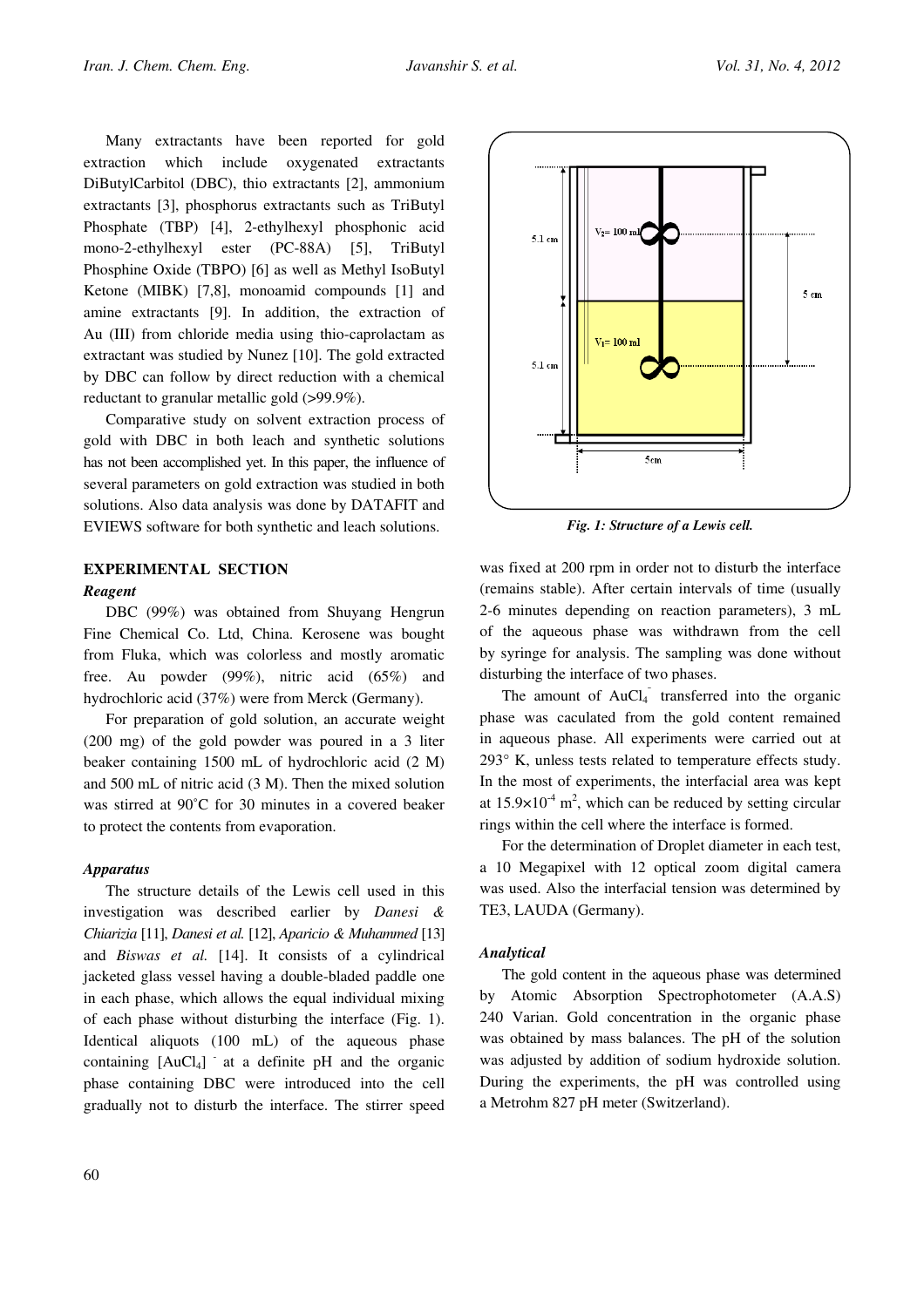Many extractants have been reported for gold extraction which include oxygenated extractants DiButylCarbitol (DBC), thio extractants [2], ammonium extractants [3], phosphorus extractants such as TriButyl Phosphate (TBP) [4], 2-ethylhexyl phosphonic acid mono-2-ethylhexyl ester (PC-88A) [5], TriButyl Phosphine Oxide (TBPO) [6] as well as Methyl IsoButyl Ketone (MIBK) [7,8], monoamid compounds [1] and amine extractants [9]. In addition, the extraction of Au (III) from chloride media using thio-caprolactam as extractant was studied by Nunez [10]. The gold extracted by DBC can follow by direct reduction with a chemical reductant to granular metallic gold (>99.9%).

Comparative study on solvent extraction process of gold with DBC in both leach and synthetic solutions has not been accomplished yet. In this paper, the influence of several parameters on gold extraction was studied in both solutions. Also data analysis was done by DATAFIT and EVIEWS software for both synthetic and leach solutions.

## EXPERIMENTAL SECTION

### *Reagent*

DBC (99%) was obtained from Shuyang Hengrun Fine Chemical Co. Ltd, China. Kerosene was bought from Fluka, which was colorless and mostly aromatic free. Au powder (99%), nitric acid (65%) and hydrochloric acid (37%) were from Merck (Germany).

For preparation of gold solution, an accurate weight (200 mg) of the gold powder was poured in a 3 liter beaker containing 1500 mL of hydrochloric acid (2 M) and 500 mL of nitric acid (3 M). Then the mixed solution was stirred at 90˚C for 30 minutes in a covered beaker to protect the contents from evaporation.

### *Apparatus*

The structure details of the Lewis cell used in this investigation was described earlier by *Danesi & Chiarizia* [11], *Danesi et al.* [12], *Aparicio & Muhammed* [13] and *Biswas et al.* [14]. It consists of a cylindrical jacketed glass vessel having a double-bladed paddle one in each phase, which allows the equal individual mixing of each phase without disturbing the interface (Fig. 1). Identical aliquots (100 mL) of the aqueous phase containing $[AuCl_4]^-$ at a definite pH and the organic phase containing DBC were introduced into the cell gradually not to disturb the interface. The stirrer speed was fixed at 200 rpm in order not to disturb the interface (remains stable). After certain intervals of time (usually 2-6 minutes depending on reaction parameters), 3 mL of the aqueous phase was withdrawn from the cell by syringe for analysis. The sampling was done without disturbing the interface of two phases.

*Fig. 1: Structure of a Lewis cell.*

The amount of $AuCl_4^-$ transferred into the organic phase was caculated from the gold content remained in aqueous phase. All experiments were carried out at 293° K, unless tests related to temperature effects study. In the most of experiments, the interfacial area was kept at $15.9\times10^{-4}$ $m^2$, which can be reduced by setting circular rings within the cell where the interface is formed.

For the determination of Droplet diameter in each test, a 10 Megapixel with 12 optical zoom digital camera was used. Also the interfacial tension was determined by TE3, LAUDA (Germany).

### *Analytical*

The gold content in the aqueous phase was determined by Atomic Absorption Spectrophotometer (A.A.S) 240 Varian. Gold concentration in the organic phase was obtained by mass balances. The pH of the solution was adjusted by addition of sodium hydroxide solution. During the experiments, the pH was controlled using a Metrohm 827 pH meter (Switzerland).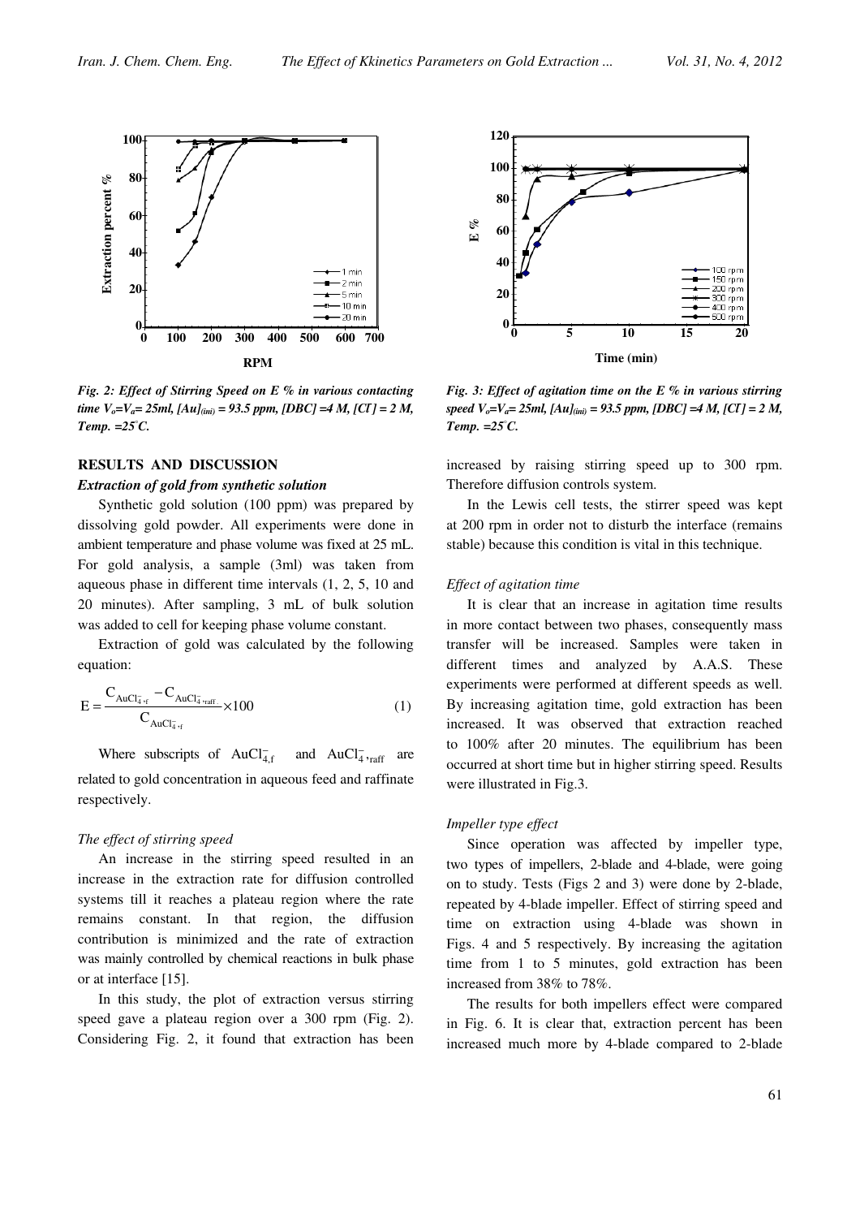Fig. 2: Effect of Stirring Speed on E % in various contacting time $V_o$=$V_a$= 25ml, $[Au]_{(ini)}$ = 93.5 ppm, [DBC] =4 M, [$Cl^-$] = 2 M, Temp. =25°C.

Fig. 3: Effect of agitation time on the E % in various stirring speed $V_o$=$V_a$= 25ml, $[Au]_{(ini)}$ = 93.5 ppm, [DBC] =4 M, [$Cl^-$] = 2 M, Temp. =25°C.

## RESULTS AND DISCUSSION

### *Extraction of gold from synthetic solution*

Synthetic gold solution (100 ppm) was prepared by dissolving gold powder. All experiments were done in ambient temperature and phase volume was fixed at 25 mL. For gold analysis, a sample (3ml) was taken from aqueous phase in different time intervals (1, 2, 5, 10 and 20 minutes). After sampling, 3 mL of bulk solution was added to cell for keeping phase volume constant.

Extraction of gold was calculated by the following equation:

$$E = \frac{C_{AuCl_4^-,f} - C_{AuCl_4^-,raff}}{C_{AuCl_4^-,f}} \times 100 \quad (1)$$

Where subscripts of $AuCl_{4,f}^-$ and $AuCl_4^-,_{raff}$ are related to gold concentration in aqueous feed and raffinate respectively.

### *The effect of stirring speed*

An increase in the stirring speed resulted in an increase in the extraction rate for diffusion controlled systems till it reaches a plateau region where the rate remains constant. In that region, the diffusion contribution is minimized and the rate of extraction was mainly controlled by chemical reactions in bulk phase or at interface [15].

In this study, the plot of extraction versus stirring speed gave a plateau region over a 300 rpm (Fig. 2). Considering Fig. 2, it found that extraction has been increased by raising stirring speed up to 300 rpm. Therefore diffusion controls system.

In the Lewis cell tests, the stirrer speed was kept at 200 rpm in order not to disturb the interface (remains stable) because this condition is vital in this technique.

### *Effect of agitation time*

It is clear that an increase in agitation time results in more contact between two phases, consequently mass transfer will be increased. Samples were taken in different times and analyzed by A.A.S. These experiments were performed at different speeds as well. By increasing agitation time, gold extraction has been increased. It was observed that extraction reached to 100% after 20 minutes. The equilibrium has been occurred at short time but in higher stirring speed. Results were illustrated in Fig.3.

### *Impeller type effect*

Since operation was affected by impeller type, two types of impellers, 2-blade and 4-blade, were going on to study. Tests (Figs 2 and 3) were done by 2-blade, repeated by 4-blade impeller. Effect of stirring speed and time on extraction using 4-blade was shown in Figs. 4 and 5 respectively. By increasing the agitation time from 1 to 5 minutes, gold extraction has been increased from 38% to 78%.

The results for both impellers effect were compared in Fig. 6. It is clear that, extraction percent has been increased much more by 4-blade compared to 2-blade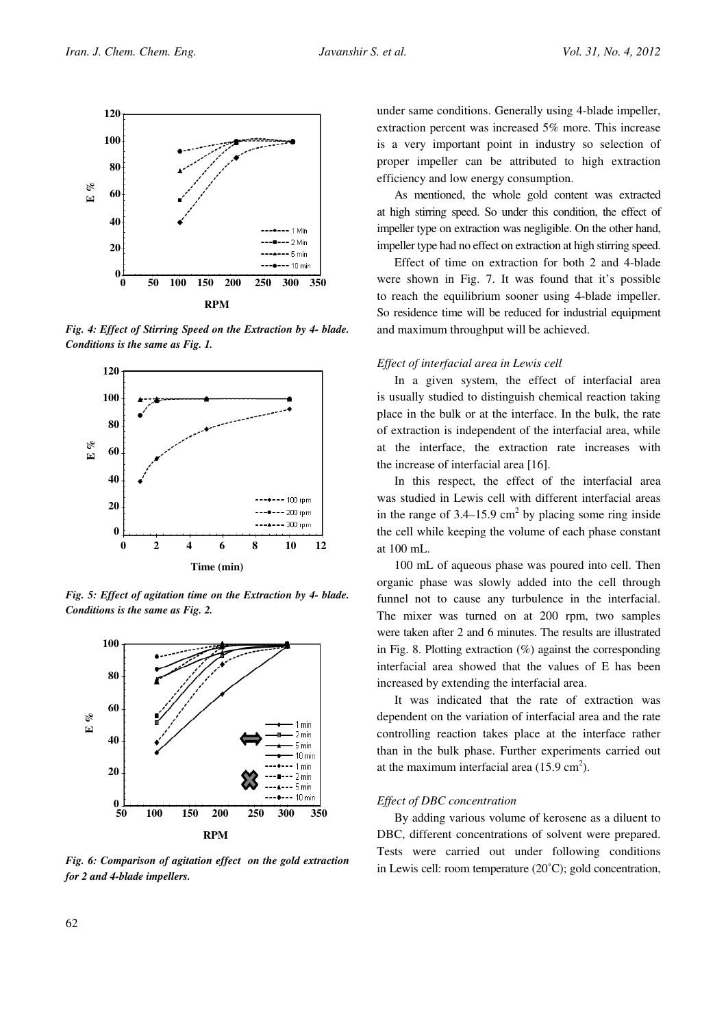*Fig. 4: Effect of Stirring Speed on the Extraction by 4- blade. Conditions is the same as Fig. 1.*

*Fig. 5: Effect of agitation time on the Extraction by 4- blade. Conditions is the same as Fig. 2.*

*Fig. 6: Comparison of agitation effect on the gold extraction for 2 and 4-blade impellers.*

under same conditions. Generally using 4-blade impeller, extraction percent was increased 5% more. This increase is a very important point in industry so selection of proper impeller can be attributed to high extraction efficiency and low energy consumption.

As mentioned, the whole gold content was extracted at high stirring speed. So under this condition, the effect of impeller type on extraction was negligible. On the other hand, impeller type had no effect on extraction at high stirring speed.

Effect of time on extraction for both 2 and 4-blade were shown in Fig. 7. It was found that it's possible to reach the equilibrium sooner using 4-blade impeller. So residence time will be reduced for industrial equipment and maximum throughput will be achieved.

### *Effect of interfacial area in Lewis cell*

In a given system, the effect of interfacial area is usually studied to distinguish chemical reaction taking place in the bulk or at the interface. In the bulk, the rate of extraction is independent of the interfacial area, while at the interface, the extraction rate increases with the increase of interfacial area [16].

In this respect, the effect of the interfacial area was studied in Lewis cell with different interfacial areas in the range of 3.4–15.9 $cm^2$ by placing some ring inside the cell while keeping the volume of each phase constant at 100 mL.

100 mL of aqueous phase was poured into cell. Then organic phase was slowly added into the cell through funnel not to cause any turbulence in the interfacial. The mixer was turned on at 200 rpm, two samples were taken after 2 and 6 minutes. The results are illustrated in Fig. 8. Plotting extraction (%) against the corresponding interfacial area showed that the values of E has been increased by extending the interfacial area.

It was indicated that the rate of extraction was dependent on the variation of interfacial area and the rate controlling reaction takes place at the interface rather than in the bulk phase. Further experiments carried out at the maximum interfacial area (15.9 $cm^2$).

### *Effect of DBC concentration*

By adding various volume of kerosene as a diluent to DBC, different concentrations of solvent were prepared. Tests were carried out under following conditions in Lewis cell: room temperature (20˚C); gold concentration,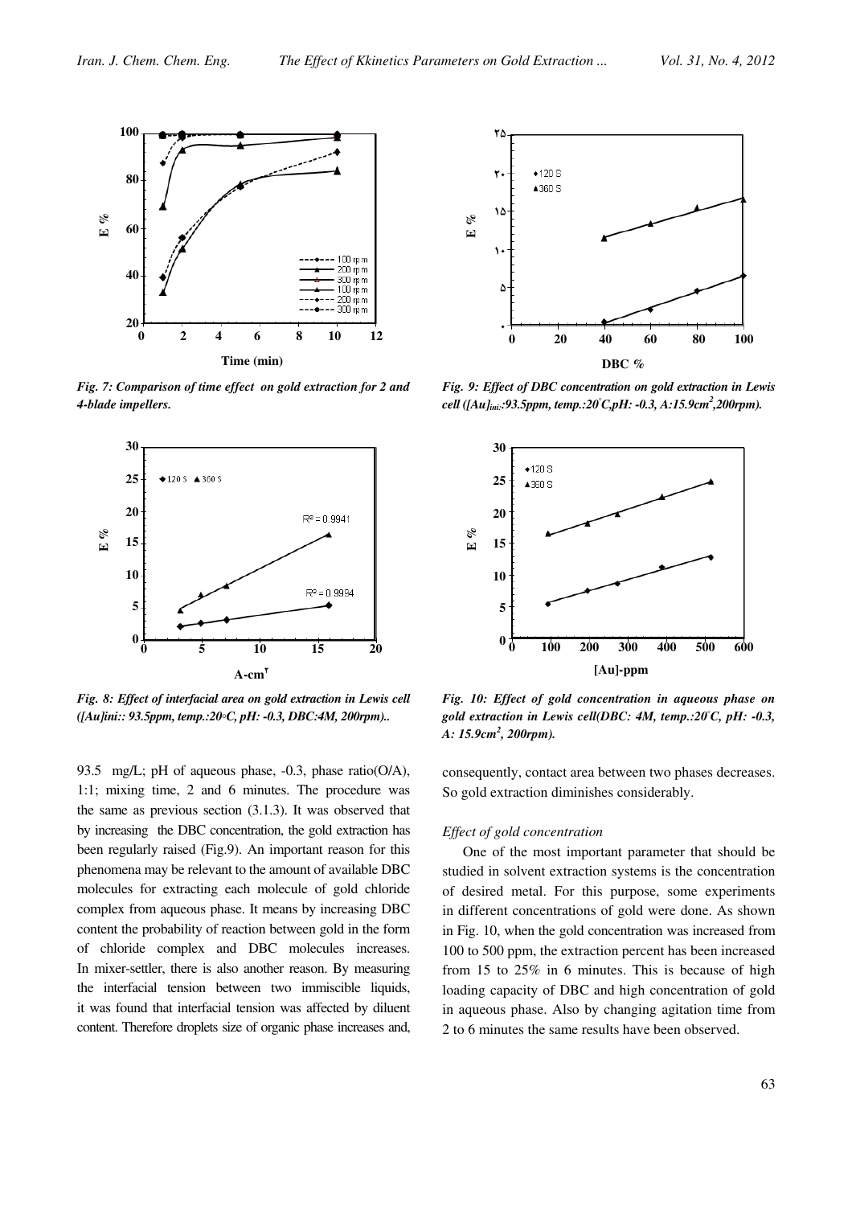*Fig. 7: Comparison of time effect on gold extraction for 2 and 4-blade impellers.*

*Fig. 8: Effect of interfacial area on gold extraction in Lewis cell ([Au]ini:: 93.5ppm, temp.:20◦C, pH: -0.3, DBC:4M, 200rpm)..*

*Fig. 9: Effect of DBC concentration on gold extraction in Lewis cell ($[Au]_{ini}$:93.5ppm, temp.:20°C,pH: -0.3, A:15.9cm$^2$,200rpm).*

*Fig. 10: Effect of gold concentration in aqueous phase on gold extraction in Lewis cell(DBC: 4M, temp.:20°C, pH: -0.3, A: 15.9cm$^2$, 200rpm).*

93.5 mg/L; pH of aqueous phase, -0.3, phase ratio(O/A), 1:1; mixing time, 2 and 6 minutes. The procedure was the same as previous section (3.1.3). It was observed that by increasing the DBC concentration, the gold extraction has been regularly raised (Fig.9). An important reason for this phenomena may be relevant to the amount of available DBC molecules for extracting each molecule of gold chloride complex from aqueous phase. It means by increasing DBC content the probability of reaction between gold in the form of chloride complex and DBC molecules increases. In mixer-settler, there is also another reason. By measuring the interfacial tension between two immiscible liquids, it was found that interfacial tension was affected by diluent content. Therefore droplets size of organic phase increases and, consequently, contact area between two phases decreases. So gold extraction diminishes considerably.

*Effect of gold concentration*

One of the most important parameter that should be studied in solvent extraction systems is the concentration of desired metal. For this purpose, some experiments in different concentrations of gold were done. As shown in Fig. 10, when the gold concentration was increased from 100 to 500 ppm, the extraction percent has been increased from 15 to 25% in 6 minutes. This is because of high loading capacity of DBC and high concentration of gold in aqueous phase. Also by changing agitation time from 2 to 6 minutes the same results have been observed.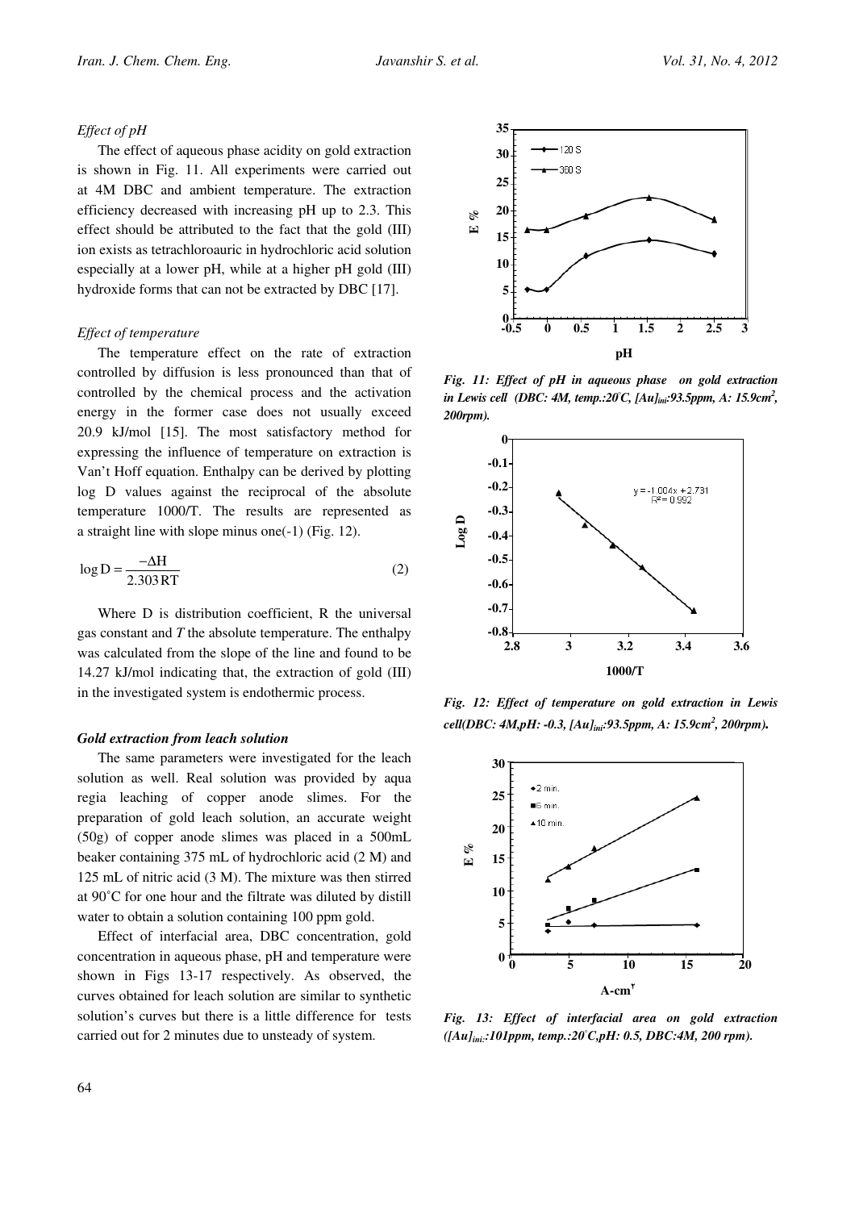*Effect of pH*

The effect of aqueous phase acidity on gold extraction is shown in Fig. 11. All experiments were carried out at 4M DBC and ambient temperature. The extraction efficiency decreased with increasing pH up to 2.3. This effect should be attributed to the fact that the gold (III) ion exists as tetrachloroauric in hydrochloric acid solution especially at a lower pH, while at a higher pH gold (III) hydroxide forms that can not be extracted by DBC [17].

*Effect of temperature*

The temperature effect on the rate of extraction controlled by diffusion is less pronounced than that of controlled by the chemical process and the activation energy in the former case does not usually exceed 20.9 kJ/mol [15]. The most satisfactory method for expressing the influence of temperature on extraction is Van't Hoff equation. Enthalpy can be derived by plotting log D values against the reciprocal of the absolute temperature 1000/T. The results are represented as a straight line with slope minus one(-1) (Fig. 12).

$$\log D = \frac{-\Delta H}{2.303\,RT} \tag{2}$$

Where D is distribution coefficient, R the universal gas constant and *T* the absolute temperature. The enthalpy was calculated from the slope of the line and found to be 14.27 kJ/mol indicating that, the extraction of gold (III) in the investigated system is endothermic process.

***Gold extraction from leach solution***

The same parameters were investigated for the leach solution as well. Real solution was provided by aqua regia leaching of copper anode slimes. For the preparation of gold leach solution, an accurate weight (50g) of copper anode slimes was placed in a 500mL beaker containing 375 mL of hydrochloric acid (2 M) and 125 mL of nitric acid (3 M). The mixture was then stirred at 90˚C for one hour and the filtrate was diluted by distill water to obtain a solution containing 100 ppm gold.

Effect of interfacial area, DBC concentration, gold concentration in aqueous phase, pH and temperature were shown in Figs 13-17 respectively. As observed, the curves obtained for leach solution are similar to synthetic solution's curves but there is a little difference for tests carried out for 2 minutes due to unsteady of system.

*Fig. 11: Effect of pH in aqueous phase on gold extraction in Lewis cell (DBC: 4M, temp.:20°C, $[Au]_{ini}$:93.5ppm, A: 15.9cm$^2$, 200rpm).*

*Fig. 12: Effect of temperature on gold extraction in Lewis cell(DBC: 4M,pH: -0.3, $[Au]_{ini}$:93.5ppm, A: 15.9cm$^2$, 200rpm).*

*Fig. 13: Effect of interfacial area on gold extraction ($[Au]_{ini}$:101ppm, temp.:20°C,pH: 0.5, DBC:4M, 200 rpm).*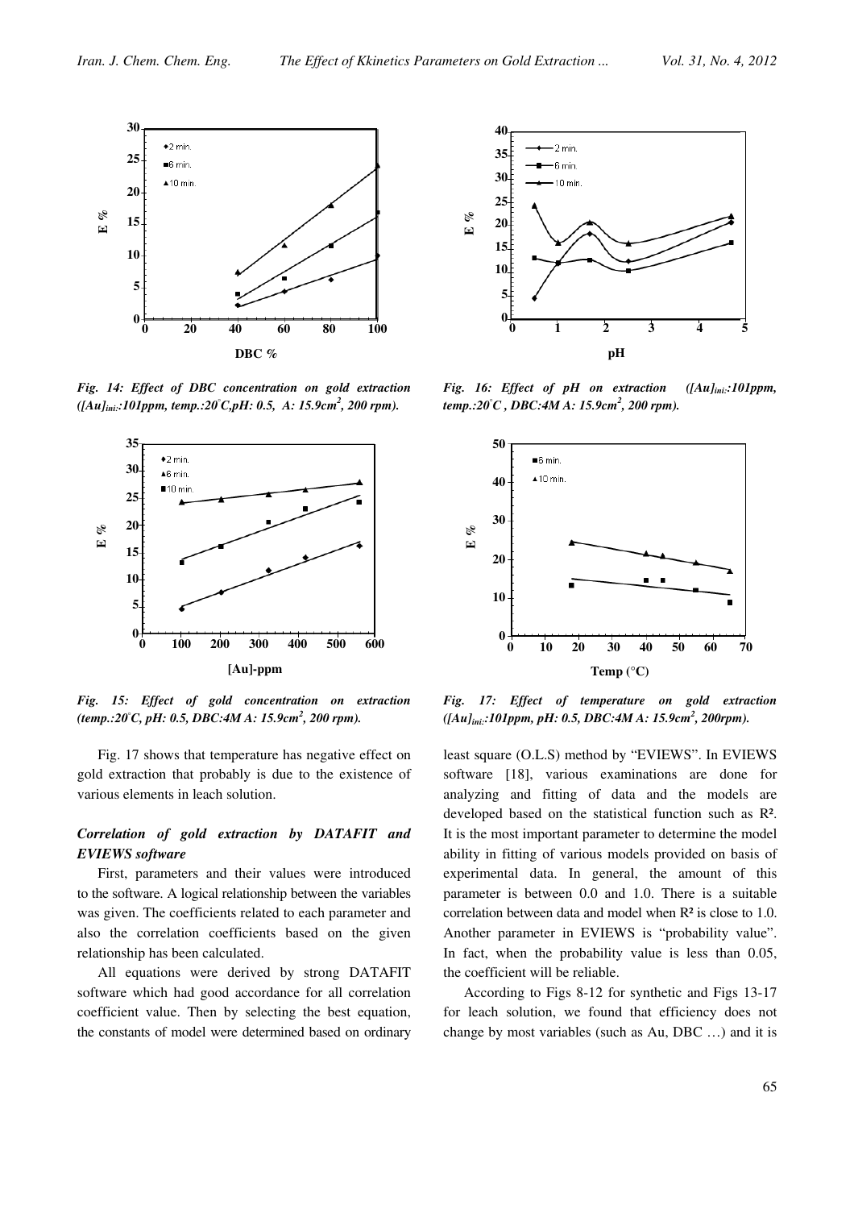*Fig. 14: Effect of DBC concentration on gold extraction ($[Au]_{ini}$:101ppm, temp.:20°C, pH: 0.5, A: 15.9cm$^2$, 200 rpm).*

*Fig. 15: Effect of gold concentration on extraction (temp.:20°C, pH: 0.5, DBC:4M A: 15.9cm$^2$, 200 rpm).*

*Fig. 16: Effect of pH on extraction ($[Au]_{ini}$:101ppm, temp.:20°C, DBC:4M A: 15.9cm$^2$, 200 rpm).*

*Fig. 17: Effect of temperature on gold extraction ($[Au]_{ini}$:101ppm, pH: 0.5, DBC:4M A: 15.9cm$^2$, 200rpm).*

Fig. 17 shows that temperature has negative effect on gold extraction that probably is due to the existence of various elements in leach solution.

### *Correlation of gold extraction by DATAFIT and EVIEWS software*

First, parameters and their values were introduced to the software. A logical relationship between the variables was given. The coefficients related to each parameter and also the correlation coefficients based on the given relationship has been calculated.

All equations were derived by strong DATAFIT software which had good accordance for all correlation coefficient value. Then by selecting the best equation, the constants of model were determined based on ordinary least square (O.L.S) method by "EVIEWS". In EVIEWS software [18], various examinations are done for analyzing and fitting of data and the models are developed based on the statistical function such as $R^2$. It is the most important parameter to determine the model ability in fitting of various models provided on basis of experimental data. In general, the amount of this parameter is between 0.0 and 1.0. There is a suitable correlation between data and model when $R^2$ is close to 1.0. Another parameter in EVIEWS is "probability value". In fact, when the probability value is less than 0.05, the coefficient will be reliable.

According to Figs 8-12 for synthetic and Figs 13-17 for leach solution, we found that efficiency does not change by most variables (such as Au, DBC …) and it is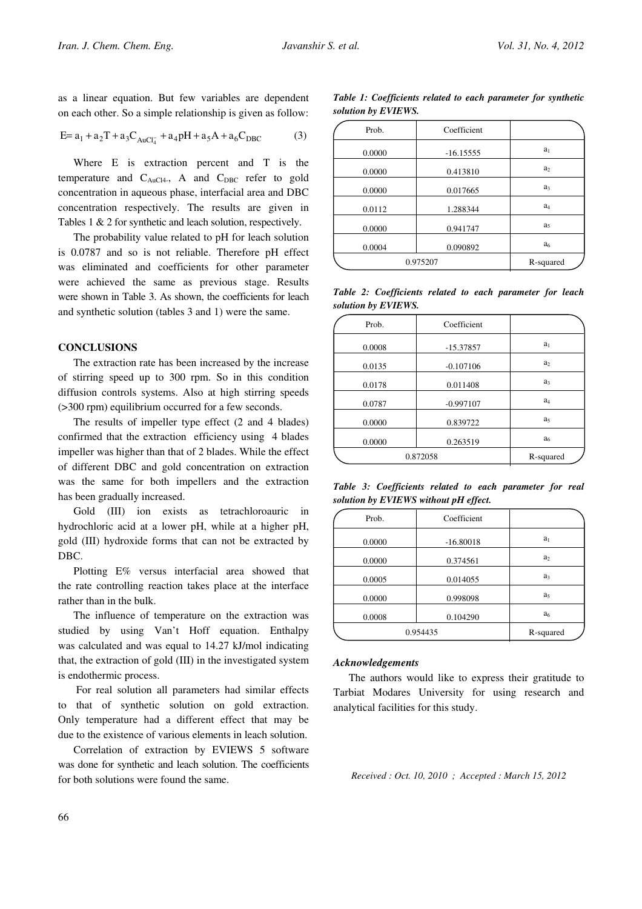as a linear equation. But few variables are dependent on each other. So a simple relationship is given as follow:

$$E = a_1 + a_2T + a_3C_{AuCl_4^-} + a_4pH + a_5A + a_6C_{DBC} \quad (3)$$

Where E is extraction percent and T is the temperature and $C_{AuCl4-}$, A and $C_{DBC}$ refer to gold concentration in aqueous phase, interfacial area and DBC concentration respectively. The results are given in Tables 1 & 2 for synthetic and leach solution, respectively.

The probability value related to pH for leach solution is 0.0787 and so is not reliable. Therefore pH effect was eliminated and coefficients for other parameter were achieved the same as previous stage. Results were shown in Table 3. As shown, the coefficients for leach and synthetic solution (tables 3 and 1) were the same.

## CONCLUSIONS

The extraction rate has been increased by the increase of stirring speed up to 300 rpm. So in this condition diffusion controls systems. Also at high stirring speeds (>300 rpm) equilibrium occurred for a few seconds.

The results of impeller type effect (2 and 4 blades) confirmed that the extraction efficiency using 4 blades impeller was higher than that of 2 blades. While the effect of different DBC and gold concentration on extraction was the same for both impellers and the extraction has been gradually increased.

Gold (III) ion exists as tetrachloroauric in hydrochloric acid at a lower pH, while at a higher pH, gold (III) hydroxide forms that can not be extracted by DBC.

Plotting E% versus interfacial area showed that the rate controlling reaction takes place at the interface rather than in the bulk.

The influence of temperature on the extraction was studied by using Van't Hoff equation. Enthalpy was calculated and was equal to 14.27 kJ/mol indicating that, the extraction of gold (III) in the investigated system is endothermic process.

For real solution all parameters had similar effects to that of synthetic solution on gold extraction. Only temperature had a different effect that may be due to the existence of various elements in leach solution.

Correlation of extraction by EVIEWS 5 software was done for synthetic and leach solution. The coefficients for both solutions were found the same.

***Table 1: Coefficients related to each parameter for synthetic solution by EVIEWS.***

| Prob. | Coefficient | |
|---|---|---|
| 0.0000 | -16.15555 | $a_1$ |
| 0.0000 | 0.413810 | $a_2$ |
| 0.0000 | 0.017665 | $a_3$ |
| 0.0112 | 1.288344 | $a_4$ |
| 0.0000 | 0.941747 | $a_5$ |
| 0.0004 | 0.090892 | $a_6$ |
| 0.975207 | | R-squared |

***Table 2: Coefficients related to each parameter for leach solution by EVIEWS.***

| Prob. | Coefficient | |
|---|---|---|
| 0.0008 | -15.37857 | $a_1$ |
| 0.0135 | -0.107106 | $a_2$ |
| 0.0178 | 0.011408 | $a_3$ |
| 0.0787 | -0.997107 | $a_4$ |
| 0.0000 | 0.839722 | $a_5$ |
| 0.0000 | 0.263519 | $a_6$ |
| 0.872058 | | R-squared |

***Table 3: Coefficients related to each parameter for real solution by EVIEWS without pH effect.***

| Prob. | Coefficient | |
|---|---|---|
| 0.0000 | -16.80018 | $a_1$ |
| 0.0000 | 0.374561 | $a_2$ |
| 0.0005 | 0.014055 | $a_3$ |
| 0.0000 | 0.998098 | $a_5$ |
| 0.0008 | 0.104290 | $a_6$ |
| 0.954435 | | R-squared |

### *Acknowledgements*

The authors would like to express their gratitude to Tarbiat Modares University for using research and analytical facilities for this study.

*Received : Oct. 10, 2010 ; Accepted : March 15, 2012*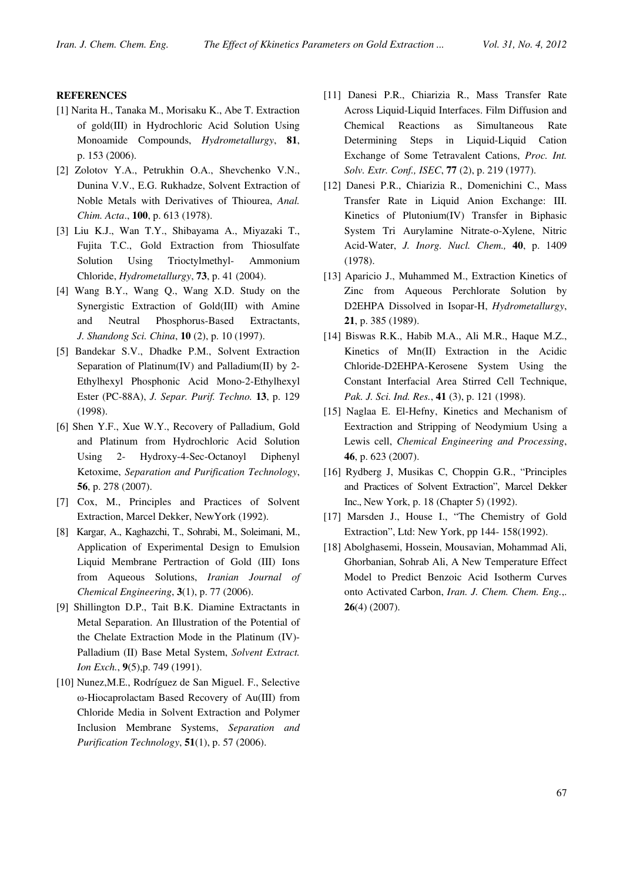## REFERENCES

[1] Narita H., Tanaka M., Morisaku K., Abe T. Extraction of gold(III) in Hydrochloric Acid Solution Using Monoamide Compounds, *Hydrometallurgy*, **81**, p. 153 (2006).

[2] Zolotov Y.A., Petrukhin O.A., Shevchenko V.N., Dunina V.V., E.G. Rukhadze, Solvent Extraction of Noble Metals with Derivatives of Thiourea, *Anal. Chim. Acta*., **100**, p. 613 (1978).

[3] Liu K.J., Wan T.Y., Shibayama A., Miyazaki T., Fujita T.C., Gold Extraction from Thiosulfate Solution Using Trioctylmethyl- Ammonium Chloride, *Hydrometallurgy*, **73**, p. 41 (2004).

[4] Wang B.Y., Wang Q., Wang X.D. Study on the Synergistic Extraction of Gold(III) with Amine and Neutral Phosphorus-Based Extractants, *J. Shandong Sci. China*, **10** (2), p. 10 (1997).

[5] Bandekar S.V., Dhadke P.M., Solvent Extraction Separation of Platinum(IV) and Palladium(II) by 2-Ethylhexyl Phosphonic Acid Mono-2-Ethylhexyl Ester (PC-88A), *J. Separ. Purif. Techno.* **13**, p. 129 (1998).

[6] Shen Y.F., Xue W.Y., Recovery of Palladium, Gold and Platinum from Hydrochloric Acid Solution Using 2- Hydroxy-4-Sec-Octanoyl Diphenyl Ketoxime, *Separation and Purification Technology*, **56**, p. 278 (2007).

[7] Cox, M., Principles and Practices of Solvent Extraction, Marcel Dekker, NewYork (1992).

[8] Kargar, A., Kaghazchi, T., Sohrabi, M., Soleimani, M., Application of Experimental Design to Emulsion Liquid Membrane Pertraction of Gold (III) Ions from Aqueous Solutions, *Iranian Journal of Chemical Engineering*, **3**(1), p. 77 (2006).

[9] Shillington D.P., Tait B.K. Diamine Extractants in Metal Separation. An Illustration of the Potential of the Chelate Extraction Mode in the Platinum (IV)-Palladium (II) Base Metal System, *Solvent Extract. Ion Exch.*, **9**(5),p. 749 (1991).

[10] Nunez,M.E., Rodríguez de San Miguel. F., Selective ω-Hiocaprolactam Based Recovery of Au(III) from Chloride Media in Solvent Extraction and Polymer Inclusion Membrane Systems, *Separation and Purification Technology*, **51**(1), p. 57 (2006).

[11] Danesi P.R., Chiarizia R., Mass Transfer Rate Across Liquid-Liquid Interfaces. Film Diffusion and Chemical Reactions as Simultaneous Rate Determining Steps in Liquid-Liquid Cation Exchange of Some Tetravalent Cations, *Proc. Int. Solv. Extr. Conf., ISEC*, **77** (2), p. 219 (1977).

[12] Danesi P.R., Chiarizia R., Domenichini C., Mass Transfer Rate in Liquid Anion Exchange: III. Kinetics of Plutonium(IV) Transfer in Biphasic System Tri Aurylamine Nitrate-o-Xylene, Nitric Acid-Water, *J. Inorg. Nucl. Chem.,* **40**, p. 1409 (1978).

[13] Aparicio J., Muhammed M., Extraction Kinetics of Zinc from Aqueous Perchlorate Solution by D2EHPA Dissolved in Isopar-H, *Hydrometallurgy*, **21**, p. 385 (1989).

[14] Biswas R.K., Habib M.A., Ali M.R., Haque M.Z., Kinetics of Mn(II) Extraction in the Acidic Chloride-D2EHPA-Kerosene System Using the Constant Interfacial Area Stirred Cell Technique, *Pak. J. Sci. Ind. Res.*, **41** (3), p. 121 (1998).

[15] Naglaa E. El-Hefny, Kinetics and Mechanism of Eextraction and Stripping of Neodymium Using a Lewis cell, *Chemical Engineering and Processing*, **46**, p. 623 (2007).

[16] Rydberg J, Musikas C, Choppin G.R., "Principles and Practices of Solvent Extraction", Marcel Dekker Inc., New York, p. 18 (Chapter 5) (1992).

[17] Marsden J., House I., "The Chemistry of Gold Extraction", Ltd: New York, pp 144- 158(1992).

[18] Abolghasemi, Hossein, Mousavian, Mohammad Ali, Ghorbanian, Sohrab Ali, A New Temperature Effect Model to Predict Benzoic Acid Isotherm Curves onto Activated Carbon, *Iran. J. Chem. Chem. Eng.*,. **26**(4) (2007).